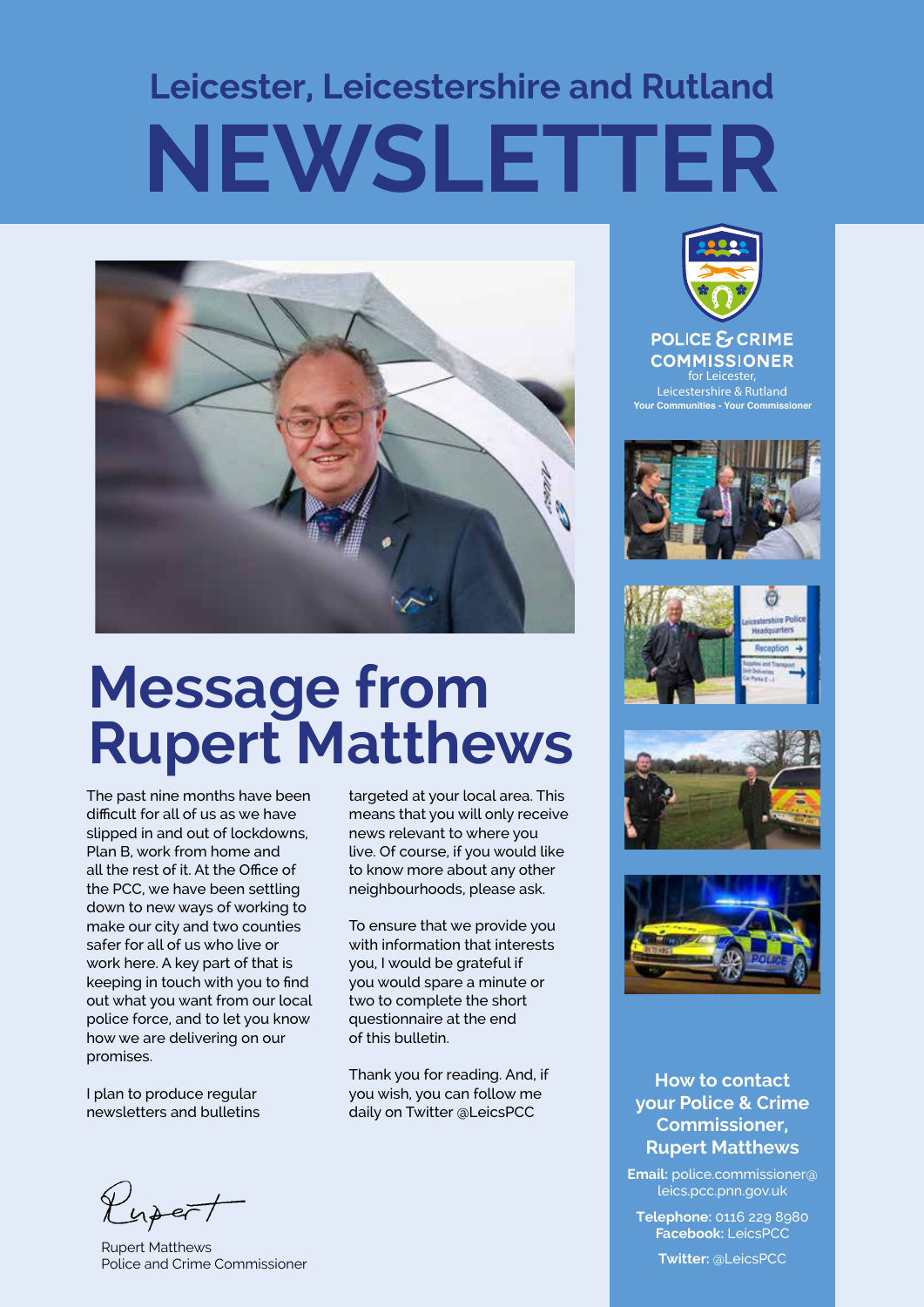# Leicester, Leicestershire and Rutland NEWSLETTER

## Message from Rupert Matthews

The past nine months have been difficult for all of us as we have slipped in and out of lockdowns, Plan B, work from home and all the rest of it. At the Office of the PCC, we have been settling down to new ways of working to make our city and two counties safer for all of us who live or work here. A key part of that is keeping in touch with you to find out what you want from our local police force, and to let you know how we are delivering on our promises.

I plan to produce regular newsletters and bulletins targeted at your local area. This means that you will only receive news relevant to where you live. Of course, if you would like to know more about any other neighbourhoods, please ask.

To ensure that we provide you with information that interests you, I would be grateful if you would spare a minute or two to complete the short questionnaire at the end of this bulletin.

Thank you for reading. And, if you wish, you can follow me daily on Twitter @LeicsPCC

Rupert

Rupert Matthews
Police and Crime Commissioner

**POLICE & CRIME COMMISSIONER**
for Leicester, Leicestershire & Rutland
**Your Communities - Your Commissioner**

### How to contact your Police & Crime Commissioner, Rupert Matthews

**Email:** police.commissioner@leics.pcc.pnn.gov.uk

**Telephone:** 0116 229 8980
**Facebook:** LeicsPCC

**Twitter:** @LeicsPCC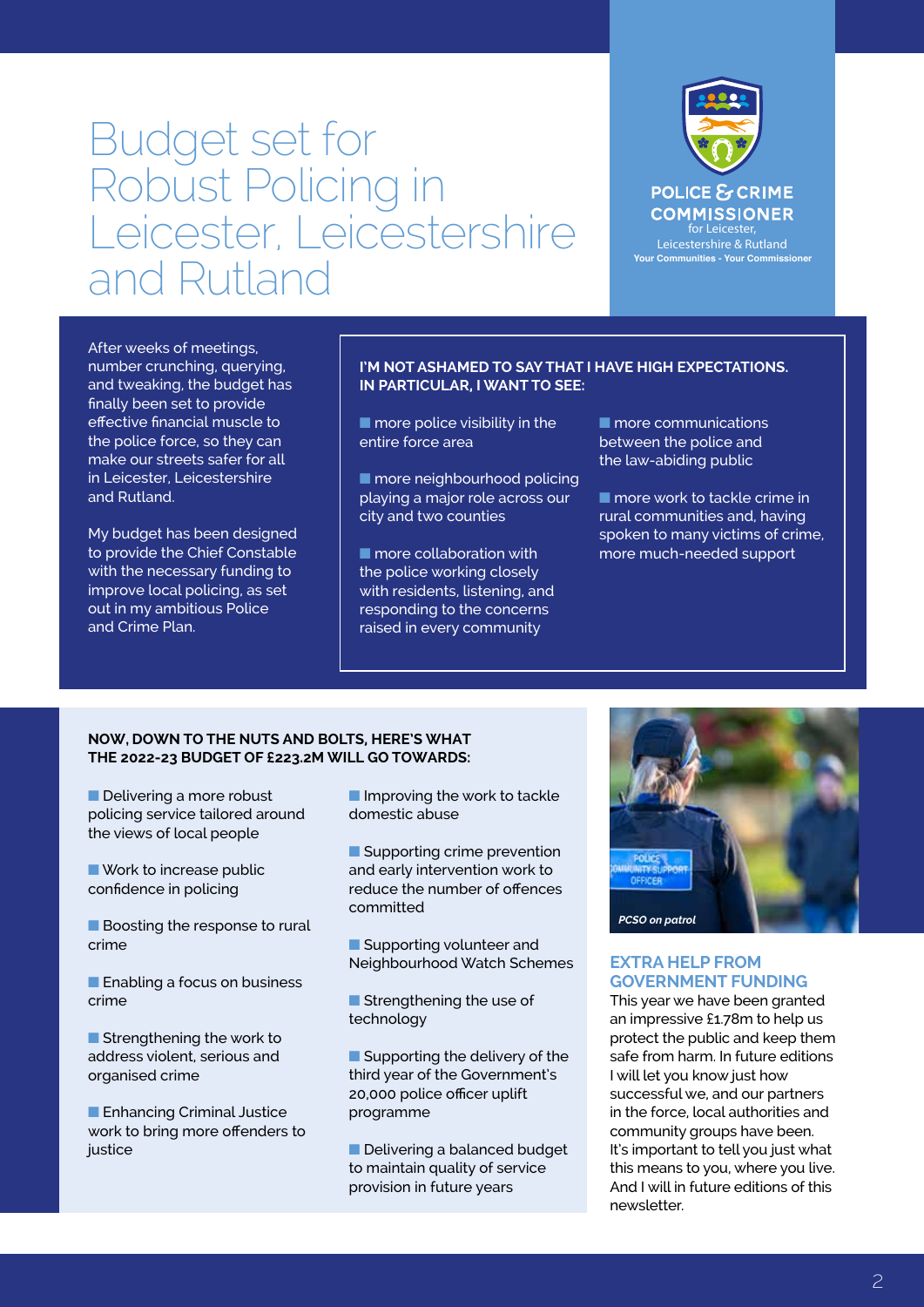# Budget set for Robust Policing in Leicester, Leicestershire and Rutland

POLICE & CRIME COMMISSIONER for Leicester, Leicestershire & Rutland
Your Communities - Your Commissioner

After weeks of meetings, number crunching, querying, and tweaking, the budget has finally been set to provide effective financial muscle to the police force, so they can make our streets safer for all in Leicester, Leicestershire and Rutland.

My budget has been designed to provide the Chief Constable with the necessary funding to improve local policing, as set out in my ambitious Police and Crime Plan.

**I'M NOT ASHAMED TO SAY THAT I HAVE HIGH EXPECTATIONS. IN PARTICULAR, I WANT TO SEE:**

- more police visibility in the entire force area
- more neighbourhood policing playing a major role across our city and two counties
- more collaboration with the police working closely with residents, listening, and responding to the concerns raised in every community
- more communications between the police and the law-abiding public
- more work to tackle crime in rural communities and, having spoken to many victims of crime, more much-needed support

**NOW, DOWN TO THE NUTS AND BOLTS, HERE'S WHAT THE 2022-23 BUDGET OF £223.2M WILL GO TOWARDS:**

- Delivering a more robust policing service tailored around the views of local people
- Work to increase public confidence in policing
- Boosting the response to rural crime
- Enabling a focus on business crime
- Strengthening the work to address violent, serious and organised crime
- Enhancing Criminal Justice work to bring more offenders to justice
- Improving the work to tackle domestic abuse
- Supporting crime prevention and early intervention work to reduce the number of offences committed
- Supporting volunteer and Neighbourhood Watch Schemes
- Strengthening the use of technology
- Supporting the delivery of the third year of the Government's 20,000 police officer uplift programme
- Delivering a balanced budget to maintain quality of service provision in future years

*PCSO on patrol*

## EXTRA HELP FROM GOVERNMENT FUNDING

This year we have been granted an impressive £1.78m to help us protect the public and keep them safe from harm. In future editions I will let you know just how successful we, and our partners in the force, local authorities and community groups have been. It's important to tell you just what this means to you, where you live. And I will in future editions of this newsletter.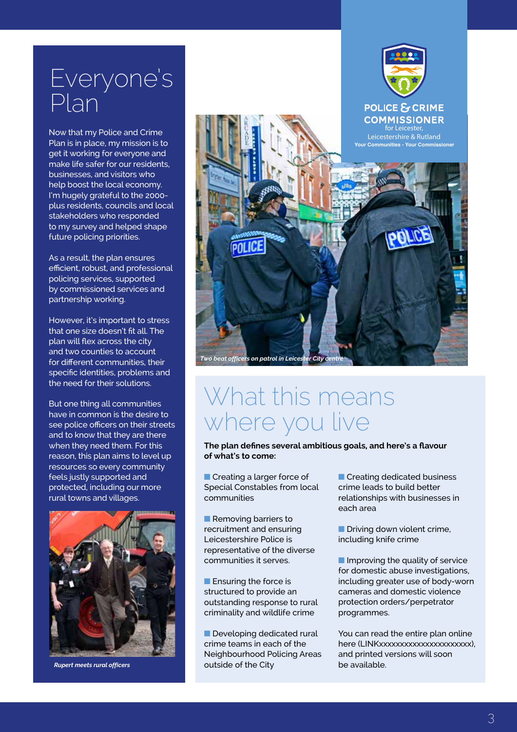# Everyone's Plan

Now that my Police and Crime Plan is in place, my mission is to get it working for everyone and make life safer for our residents, businesses, and visitors who help boost the local economy. I'm hugely grateful to the 2000-plus residents, councils and local stakeholders who responded to my survey and helped shape future policing priorities.

As a result, the plan ensures efficient, robust, and professional policing services, supported by commissioned services and partnership working.

However, it's important to stress that one size doesn't fit all. The plan will flex across the city and two counties to account for different communities, their specific identities, problems and the need for their solutions.

But one thing all communities have in common is the desire to see police officers on their streets and to know that they are there when they need them. For this reason, this plan aims to level up resources so every community feels justly supported and protected, including our more rural towns and villages.

*Rupert meets rural officers*

POLICE & CRIME COMMISSIONER for Leicester, Leicestershire & Rutland
**Your Communities - Your Commissioner**

*Two beat officers on patrol in Leicester City centre*

## What this means where you live

**The plan defines several ambitious goals, and here's a flavour of what's to come:**

- Creating a larger force of Special Constables from local communities
- Removing barriers to recruitment and ensuring Leicestershire Police is representative of the diverse communities it serves.
- Ensuring the force is structured to provide an outstanding response to rural criminality and wildlife crime
- Developing dedicated rural crime teams in each of the Neighbourhood Policing Areas outside of the City
- Creating dedicated business crime leads to build better relationships with businesses in each area
- Driving down violent crime, including knife crime
- Improving the quality of service for domestic abuse investigations, including greater use of body-worn cameras and domestic violence protection orders/perpetrator programmes.

You can read the entire plan online here (LINKxxxxxxxxxxxxxxxxxxxxxx), and printed versions will soon be available.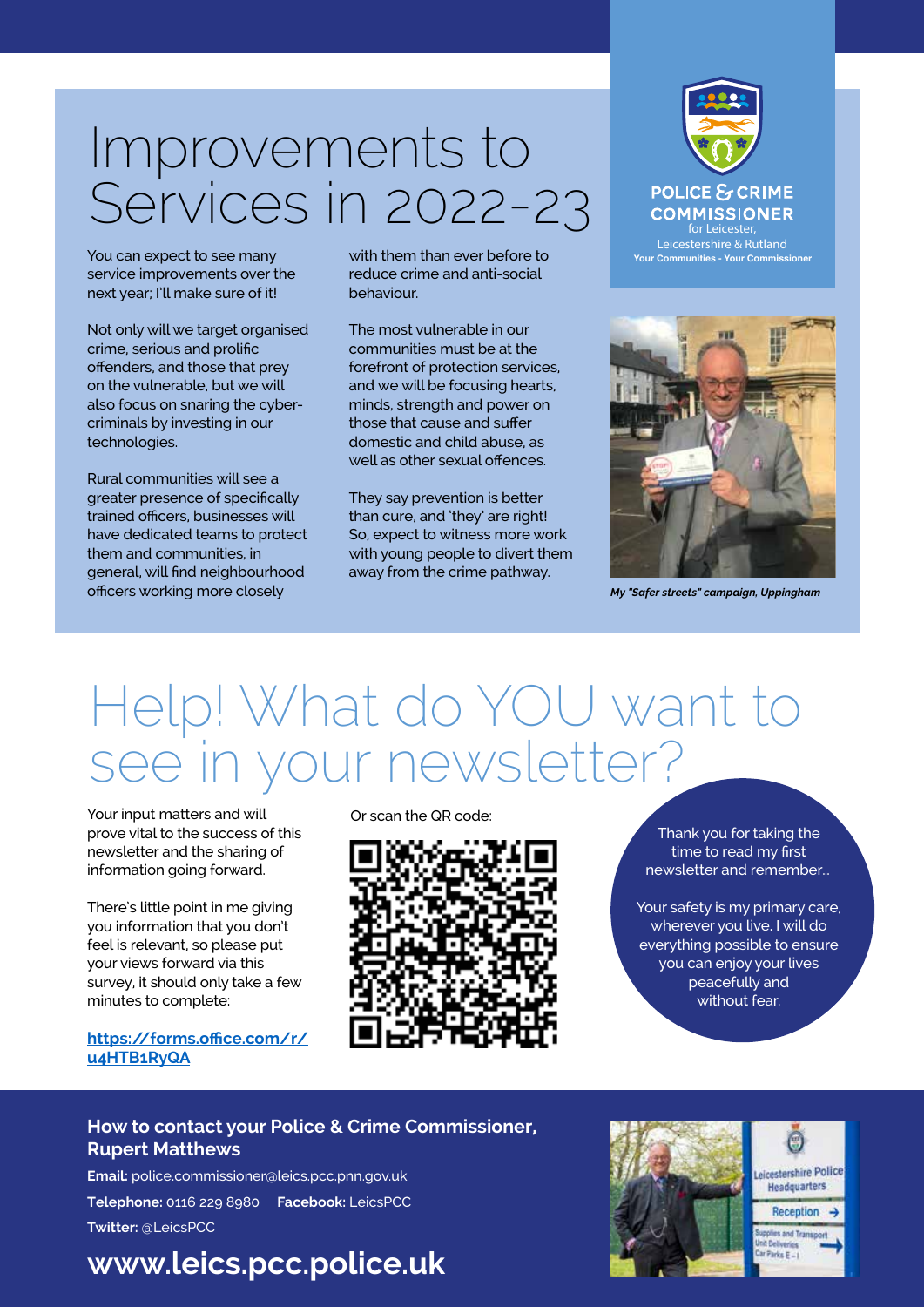# Improvements to Services in 2022-23

You can expect to see many service improvements over the next year; I'll make sure of it!

Not only will we target organised crime, serious and prolific offenders, and those that prey on the vulnerable, but we will also focus on snaring the cyber-criminals by investing in our technologies.

Rural communities will see a greater presence of specifically trained officers, businesses will have dedicated teams to protect them and communities, in general, will find neighbourhood officers working more closely with them than ever before to reduce crime and anti-social behaviour.

The most vulnerable in our communities must be at the forefront of protection services, and we will be focusing hearts, minds, strength and power on those that cause and suffer domestic and child abuse, as well as other sexual offences.

They say prevention is better than cure, and 'they' are right! So, expect to witness more work with young people to divert them away from the crime pathway.

**POLICE & CRIME COMMISSIONER**
for Leicester, Leicestershire & Rutland
**Your Communities - Your Commissioner**

*My "Safer streets" campaign, Uppingham*

# Help! What do YOU want to see in your newsletter?

Your input matters and will prove vital to the success of this newsletter and the sharing of information going forward.

There's little point in me giving you information that you don't feel is relevant, so please put your views forward via this survey, it should only take a few minutes to complete:

https://forms.office.com/r/u4HTB1RyQA

Or scan the QR code:

Thank you for taking the time to read my first newsletter and remember...

Your safety is my primary care, wherever you live. I will do everything possible to ensure you can enjoy your lives peacefully and without fear.

## How to contact your Police & Crime Commissioner, Rupert Matthews

**Email:** police.commissioner@leics.pcc.pnn.gov.uk

**Telephone:** 0116 229 8980 **Facebook:** LeicsPCC

**Twitter:** @LeicsPCC

## www.leics.pcc.police.uk